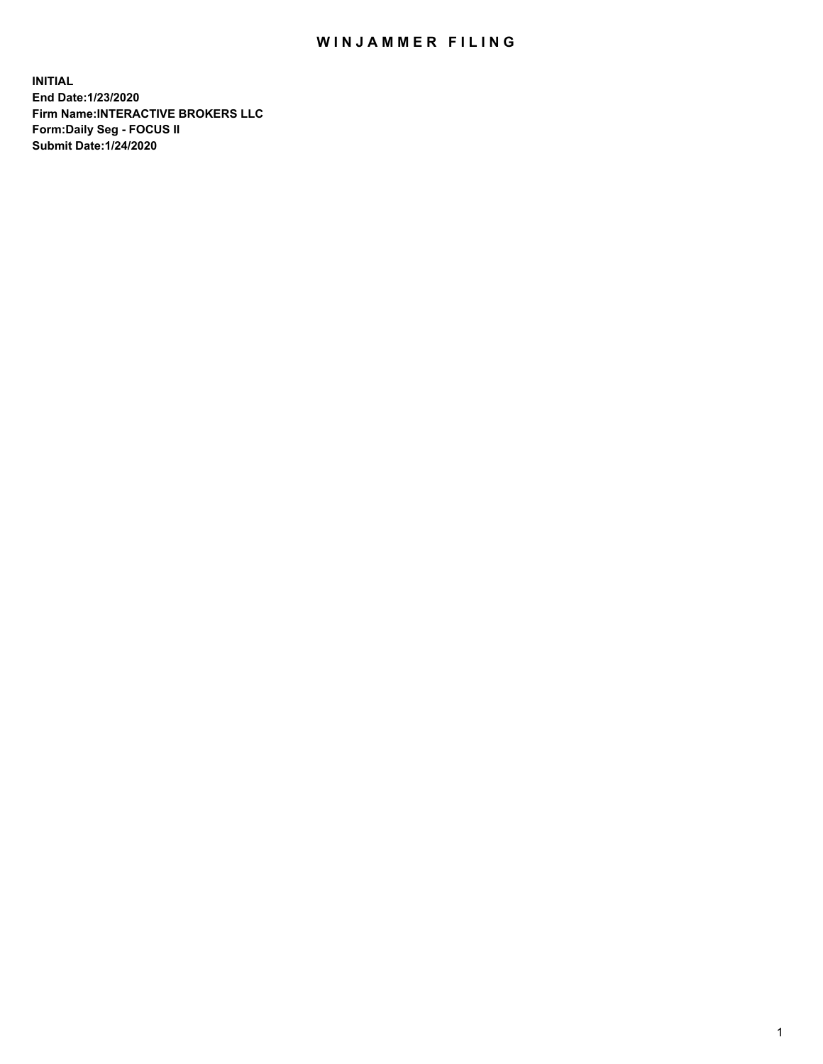# WINJAMMER FILING

**INITIAL**
**End Date:1/23/2020**
**Firm Name:INTERACTIVE BROKERS LLC**
**Form:Daily Seg - FOCUS II**
**Submit Date:1/24/2020**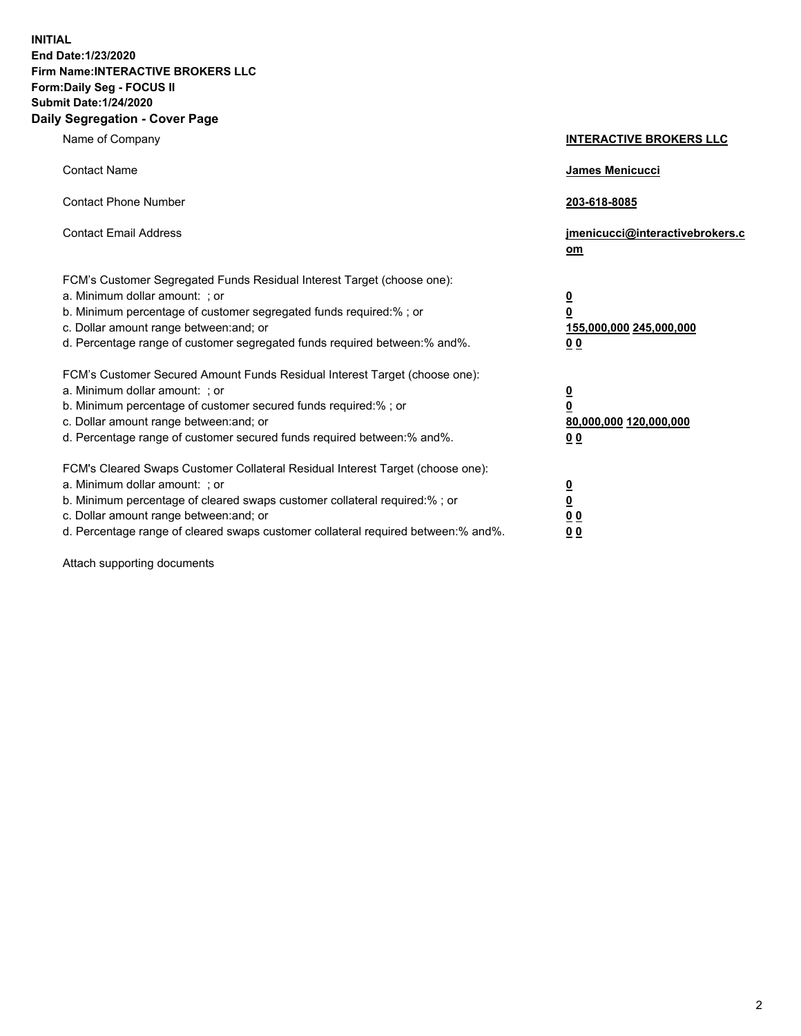**INITIAL**
**End Date:1/23/2020**
**Firm Name:INTERACTIVE BROKERS LLC**
**Form:Daily Seg - FOCUS II**
**Submit Date:1/24/2020**
**Daily Segregation - Cover Page**

| | |
|---|---|
| Name of Company | **INTERACTIVE BROKERS LLC** |
| Contact Name | **James Menicucci** |
| Contact Phone Number | **203-618-8085** |
| Contact Email Address | **jmenicucci@interactivebrokers.com** |

FCM's Customer Segregated Funds Residual Interest Target (choose one):

| | |
|---|---|
| a. Minimum dollar amount: ; or | **0** |
| b. Minimum percentage of customer segregated funds required:% ; or | **0** |
| c. Dollar amount range between:and; or | **155,000,000 245,000,000** |
| d. Percentage range of customer segregated funds required between:% and%. | **0 0** |

FCM's Customer Secured Amount Funds Residual Interest Target (choose one):

| | |
|---|---|
| a. Minimum dollar amount: ; or | **0** |
| b. Minimum percentage of customer secured funds required:% ; or | **0** |
| c. Dollar amount range between:and; or | **80,000,000 120,000,000** |
| d. Percentage range of customer secured funds required between:% and%. | **0 0** |

FCM's Cleared Swaps Customer Collateral Residual Interest Target (choose one):

| | |
|---|---|
| a. Minimum dollar amount: ; or | **0** |
| b. Minimum percentage of cleared swaps customer collateral required:% ; or | **0** |
| c. Dollar amount range between:and; or | **0 0** |
| d. Percentage range of cleared swaps customer collateral required between:% and%. | **0 0** |

Attach supporting documents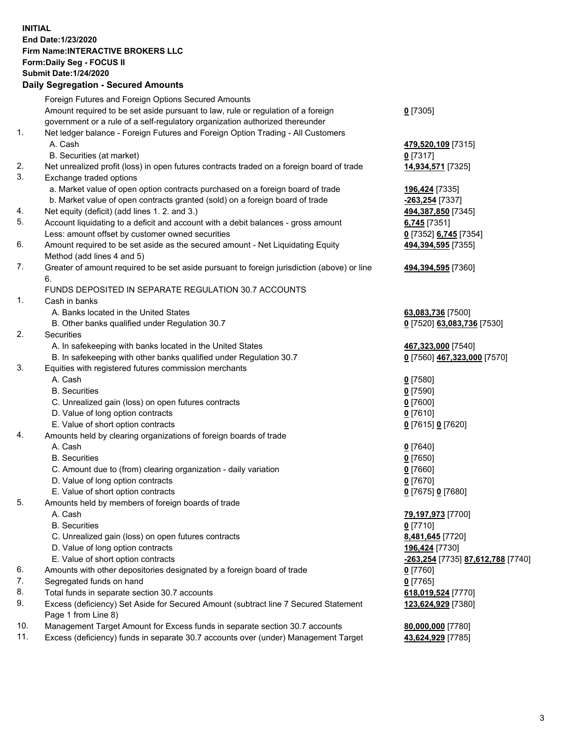**INITIAL**
**End Date:1/23/2020**
**Firm Name:INTERACTIVE BROKERS LLC**
**Form:Daily Seg - FOCUS II**
**Submit Date:1/24/2020**

## Daily Segregation - Secured Amounts

| | | |
|---|---|---|
| | Foreign Futures and Foreign Options Secured Amounts | |
| | Amount required to be set aside pursuant to law, rule or regulation of a foreign government or a rule of a self-regulatory organization authorized thereunder | **0** [7305] |
| 1. | Net ledger balance - Foreign Futures and Foreign Option Trading - All Customers | |
| | A. Cash | **479,520,109** [7315] |
| | B. Securities (at market) | **0** [7317] |
| 2. | Net unrealized profit (loss) in open futures contracts traded on a foreign board of trade | **14,934,571** [7325] |
| 3. | Exchange traded options | |
| | a. Market value of open option contracts purchased on a foreign board of trade | **196,424** [7335] |
| | b. Market value of open contracts granted (sold) on a foreign board of trade | **-263,254** [7337] |
| 4. | Net equity (deficit) (add lines 1. 2. and 3.) | **494,387,850** [7345] |
| 5. | Account liquidating to a deficit and account with a debit balances - gross amount | **6,745** [7351] |
| | Less: amount offset by customer owned securities | **0** [7352] **6,745** [7354] |
| 6. | Amount required to be set aside as the secured amount - Net Liquidating Equity Method (add lines 4 and 5) | **494,394,595** [7355] |
| 7. | Greater of amount required to be set aside pursuant to foreign jurisdiction (above) or line 6. | **494,394,595** [7360] |
| | FUNDS DEPOSITED IN SEPARATE REGULATION 30.7 ACCOUNTS | |
| 1. | Cash in banks | |
| | A. Banks located in the United States | **63,083,736** [7500] |
| | B. Other banks qualified under Regulation 30.7 | **0** [7520] **63,083,736** [7530] |
| 2. | Securities | |
| | A. In safekeeping with banks located in the United States | **467,323,000** [7540] |
| | B. In safekeeping with other banks qualified under Regulation 30.7 | **0** [7560] **467,323,000** [7570] |
| 3. | Equities with registered futures commission merchants | |
| | A. Cash | **0** [7580] |
| | B. Securities | **0** [7590] |
| | C. Unrealized gain (loss) on open futures contracts | **0** [7600] |
| | D. Value of long option contracts | **0** [7610] |
| | E. Value of short option contracts | **0** [7615] **0** [7620] |
| 4. | Amounts held by clearing organizations of foreign boards of trade | |
| | A. Cash | **0** [7640] |
| | B. Securities | **0** [7650] |
| | C. Amount due to (from) clearing organization - daily variation | **0** [7660] |
| | D. Value of long option contracts | **0** [7670] |
| | E. Value of short option contracts | **0** [7675] **0** [7680] |
| 5. | Amounts held by members of foreign boards of trade | |
| | A. Cash | **79,197,973** [7700] |
| | B. Securities | **0** [7710] |
| | C. Unrealized gain (loss) on open futures contracts | **8,481,645** [7720] |
| | D. Value of long option contracts | **196,424** [7730] |
| | E. Value of short option contracts | **-263,254** [7735] **87,612,788** [7740] |
| 6. | Amounts with other depositories designated by a foreign board of trade | **0** [7760] |
| 7. | Segregated funds on hand | **0** [7765] |
| 8. | Total funds in separate section 30.7 accounts | **618,019,524** [7770] |
| 9. | Excess (deficiency) Set Aside for Secured Amount (subtract line 7 Secured Statement Page 1 from Line 8) | **123,624,929** [7380] |
| 10. | Management Target Amount for Excess funds in separate section 30.7 accounts | **80,000,000** [7780] |
| 11. | Excess (deficiency) funds in separate 30.7 accounts over (under) Management Target | **43,624,929** [7785] |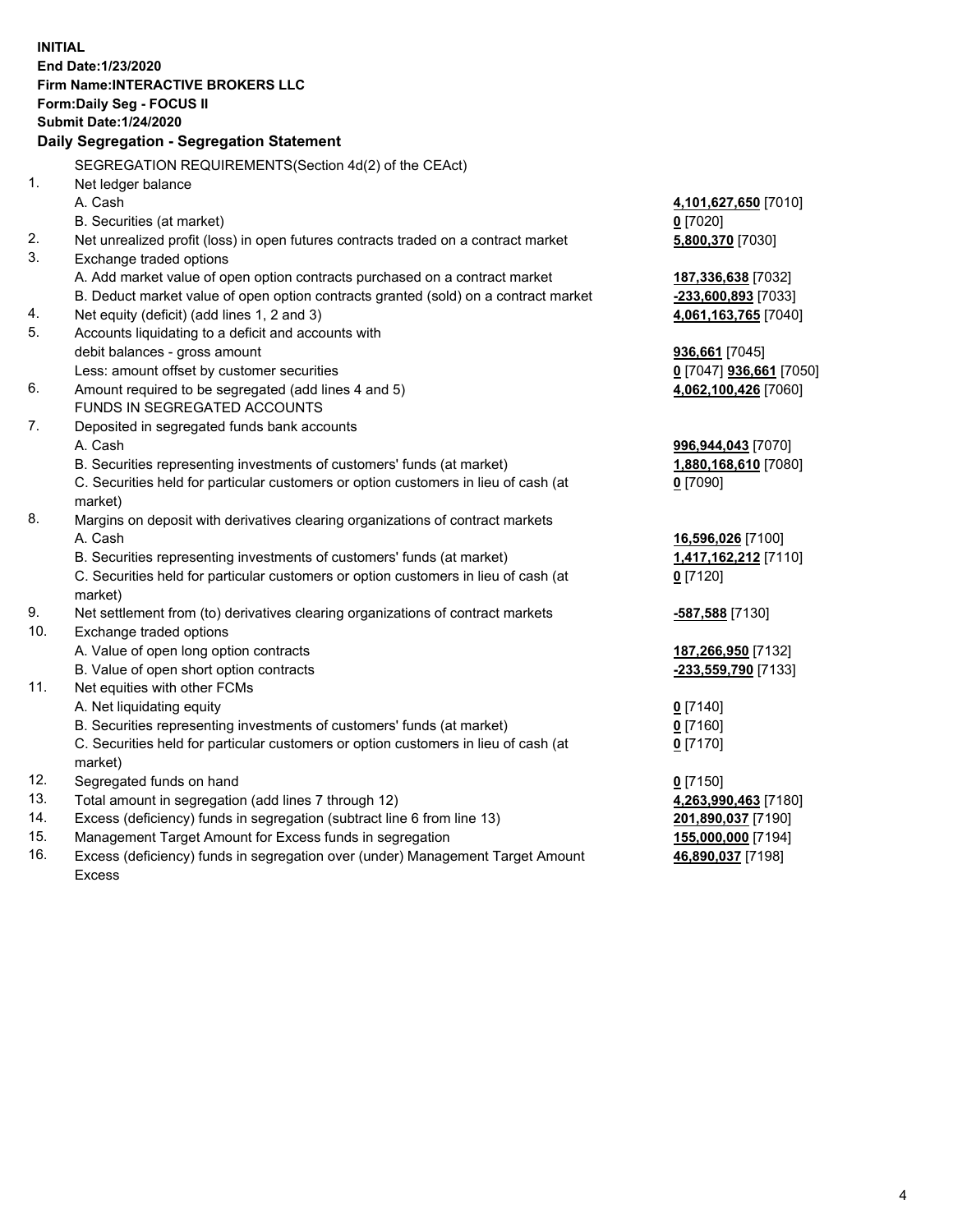**INITIAL**
**End Date:1/23/2020**
**Firm Name:INTERACTIVE BROKERS LLC**
**Form:Daily Seg - FOCUS II**
**Submit Date:1/24/2020**

## Daily Segregation - Segregation Statement

| | | |
|---|---|---|
| | SEGREGATION REQUIREMENTS(Section 4d(2) of the CEAct) | |
| 1. | Net ledger balance | |
| | A. Cash | **4,101,627,650** [7010] |
| | B. Securities (at market) | **0** [7020] |
| 2. | Net unrealized profit (loss) in open futures contracts traded on a contract market | **5,800,370** [7030] |
| 3. | Exchange traded options | |
| | A. Add market value of open option contracts purchased on a contract market | **187,336,638** [7032] |
| | B. Deduct market value of open option contracts granted (sold) on a contract market | **-233,600,893** [7033] |
| 4. | Net equity (deficit) (add lines 1, 2 and 3) | **4,061,163,765** [7040] |
| 5. | Accounts liquidating to a deficit and accounts with debit balances - gross amount | **936,661** [7045] |
| | Less: amount offset by customer securities | **0** [7047] **936,661** [7050] |
| 6. | Amount required to be segregated (add lines 4 and 5) | **4,062,100,426** [7060] |
| | FUNDS IN SEGREGATED ACCOUNTS | |
| 7. | Deposited in segregated funds bank accounts | |
| | A. Cash | **996,944,043** [7070] |
| | B. Securities representing investments of customers' funds (at market) | **1,880,168,610** [7080] |
| | C. Securities held for particular customers or option customers in lieu of cash (at market) | **0** [7090] |
| 8. | Margins on deposit with derivatives clearing organizations of contract markets | |
| | A. Cash | **16,596,026** [7100] |
| | B. Securities representing investments of customers' funds (at market) | **1,417,162,212** [7110] |
| | C. Securities held for particular customers or option customers in lieu of cash (at market) | **0** [7120] |
| 9. | Net settlement from (to) derivatives clearing organizations of contract markets | **-587,588** [7130] |
| 10. | Exchange traded options | |
| | A. Value of open long option contracts | **187,266,950** [7132] |
| | B. Value of open short option contracts | **-233,559,790** [7133] |
| 11. | Net equities with other FCMs | |
| | A. Net liquidating equity | **0** [7140] |
| | B. Securities representing investments of customers' funds (at market) | **0** [7160] |
| | C. Securities held for particular customers or option customers in lieu of cash (at market) | **0** [7170] |
| 12. | Segregated funds on hand | **0** [7150] |
| 13. | Total amount in segregation (add lines 7 through 12) | **4,263,990,463** [7180] |
| 14. | Excess (deficiency) funds in segregation (subtract line 6 from line 13) | **201,890,037** [7190] |
| 15. | Management Target Amount for Excess funds in segregation | **155,000,000** [7194] |
| 16. | Excess (deficiency) funds in segregation over (under) Management Target Amount Excess | **46,890,037** [7198] |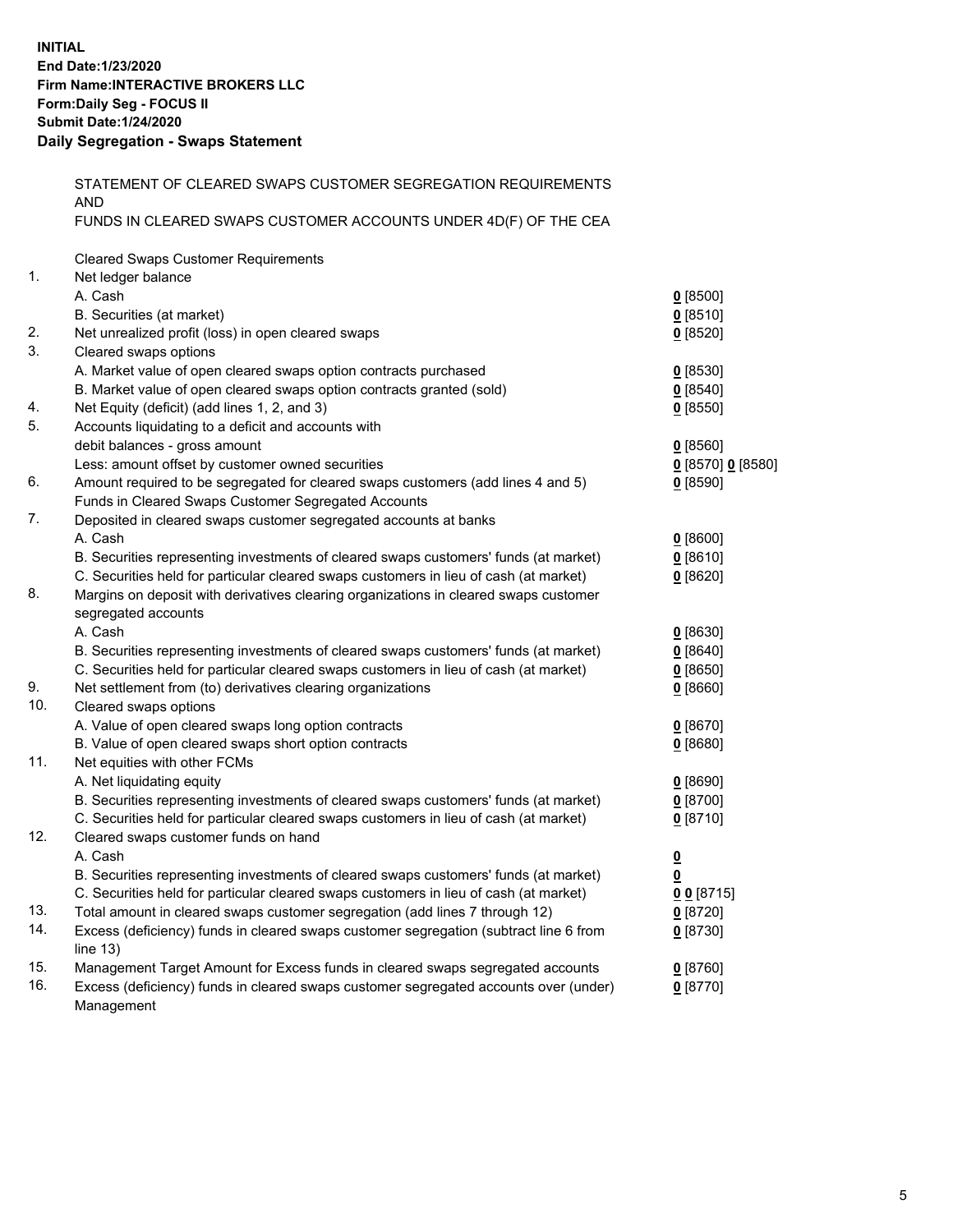**INITIAL**
**End Date:1/23/2020**
**Firm Name:INTERACTIVE BROKERS LLC**
**Form:Daily Seg - FOCUS II**
**Submit Date:1/24/2020**
**Daily Segregation - Swaps Statement**

STATEMENT OF CLEARED SWAPS CUSTOMER SEGREGATION REQUIREMENTS AND FUNDS IN CLEARED SWAPS CUSTOMER ACCOUNTS UNDER 4D(F) OF THE CEA

| | | |
|---|---|---|
| | Cleared Swaps Customer Requirements | |
| 1. | Net ledger balance | |
| | A. Cash | 0 [8500] |
| | B. Securities (at market) | 0 [8510] |
| 2. | Net unrealized profit (loss) in open cleared swaps | 0 [8520] |
| 3. | Cleared swaps options | |
| | A. Market value of open cleared swaps option contracts purchased | 0 [8530] |
| | B. Market value of open cleared swaps option contracts granted (sold) | 0 [8540] |
| 4. | Net Equity (deficit) (add lines 1, 2, and 3) | 0 [8550] |
| 5. | Accounts liquidating to a deficit and accounts with debit balances - gross amount | 0 [8560] |
| | Less: amount offset by customer owned securities | 0 [8570] 0 [8580] |
| 6. | Amount required to be segregated for cleared swaps customers (add lines 4 and 5) | 0 [8590] |
| | Funds in Cleared Swaps Customer Segregated Accounts | |
| 7. | Deposited in cleared swaps customer segregated accounts at banks | |
| | A. Cash | 0 [8600] |
| | B. Securities representing investments of cleared swaps customers' funds (at market) | 0 [8610] |
| | C. Securities held for particular cleared swaps customers in lieu of cash (at market) | 0 [8620] |
| 8. | Margins on deposit with derivatives clearing organizations in cleared swaps customer segregated accounts | |
| | A. Cash | 0 [8630] |
| | B. Securities representing investments of cleared swaps customers' funds (at market) | 0 [8640] |
| | C. Securities held for particular cleared swaps customers in lieu of cash (at market) | 0 [8650] |
| 9. | Net settlement from (to) derivatives clearing organizations | 0 [8660] |
| 10. | Cleared swaps options | |
| | A. Value of open cleared swaps long option contracts | 0 [8670] |
| | B. Value of open cleared swaps short option contracts | 0 [8680] |
| 11. | Net equities with other FCMs | |
| | A. Net liquidating equity | 0 [8690] |
| | B. Securities representing investments of cleared swaps customers' funds (at market) | 0 [8700] |
| | C. Securities held for particular cleared swaps customers in lieu of cash (at market) | 0 [8710] |
| 12. | Cleared swaps customer funds on hand | |
| | A. Cash | 0 |
| | B. Securities representing investments of cleared swaps customers' funds (at market) | 0 |
| | C. Securities held for particular cleared swaps customers in lieu of cash (at market) | 0 0 [8715] |
| 13. | Total amount in cleared swaps customer segregation (add lines 7 through 12) | 0 [8720] |
| 14. | Excess (deficiency) funds in cleared swaps customer segregation (subtract line 6 from line 13) | 0 [8730] |
| 15. | Management Target Amount for Excess funds in cleared swaps segregated accounts | 0 [8760] |
| 16. | Excess (deficiency) funds in cleared swaps customer segregated accounts over (under) Management | 0 [8770] |